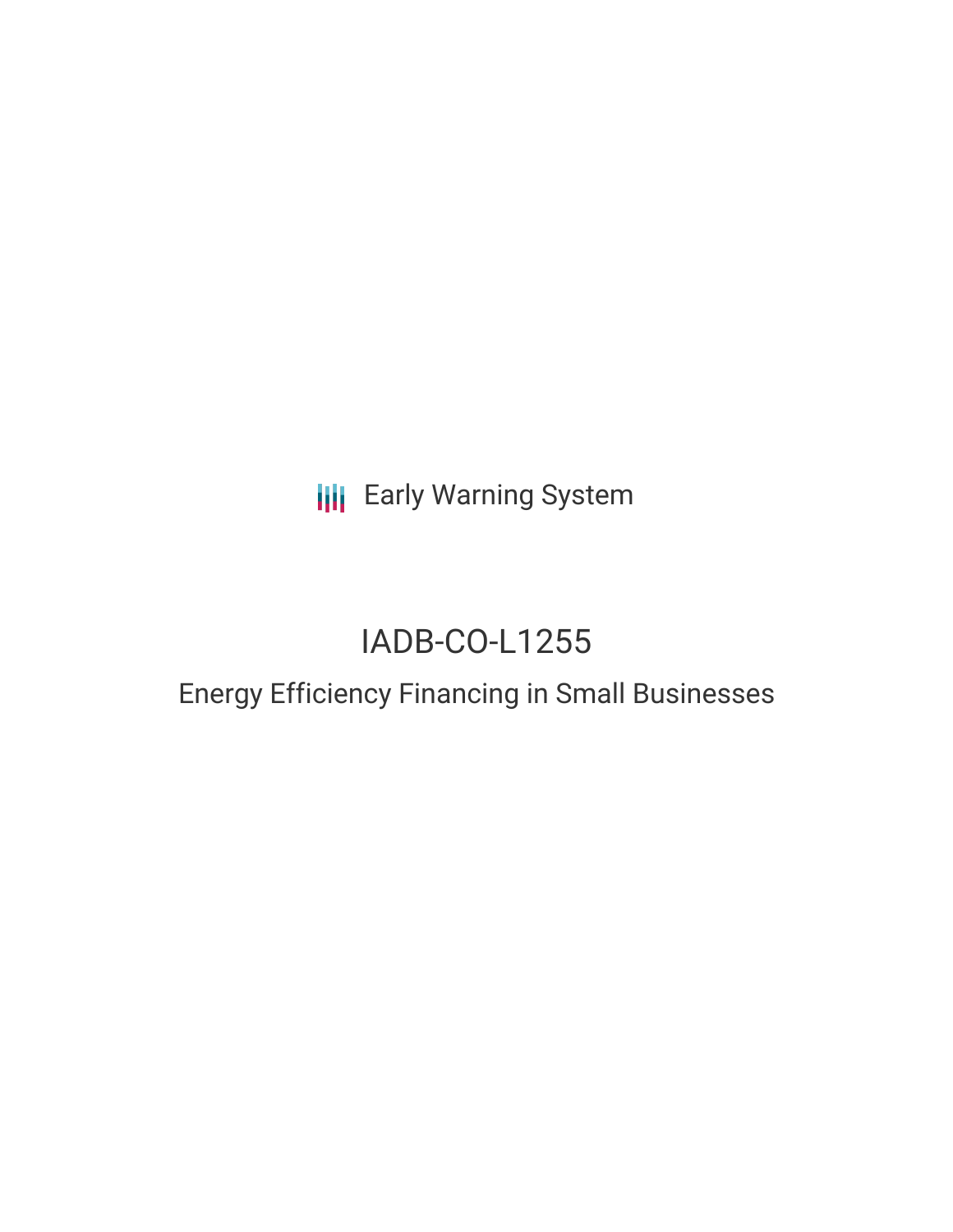Early Warning System

# IADB-CO-L1255

## Energy Efficiency Financing in Small Businesses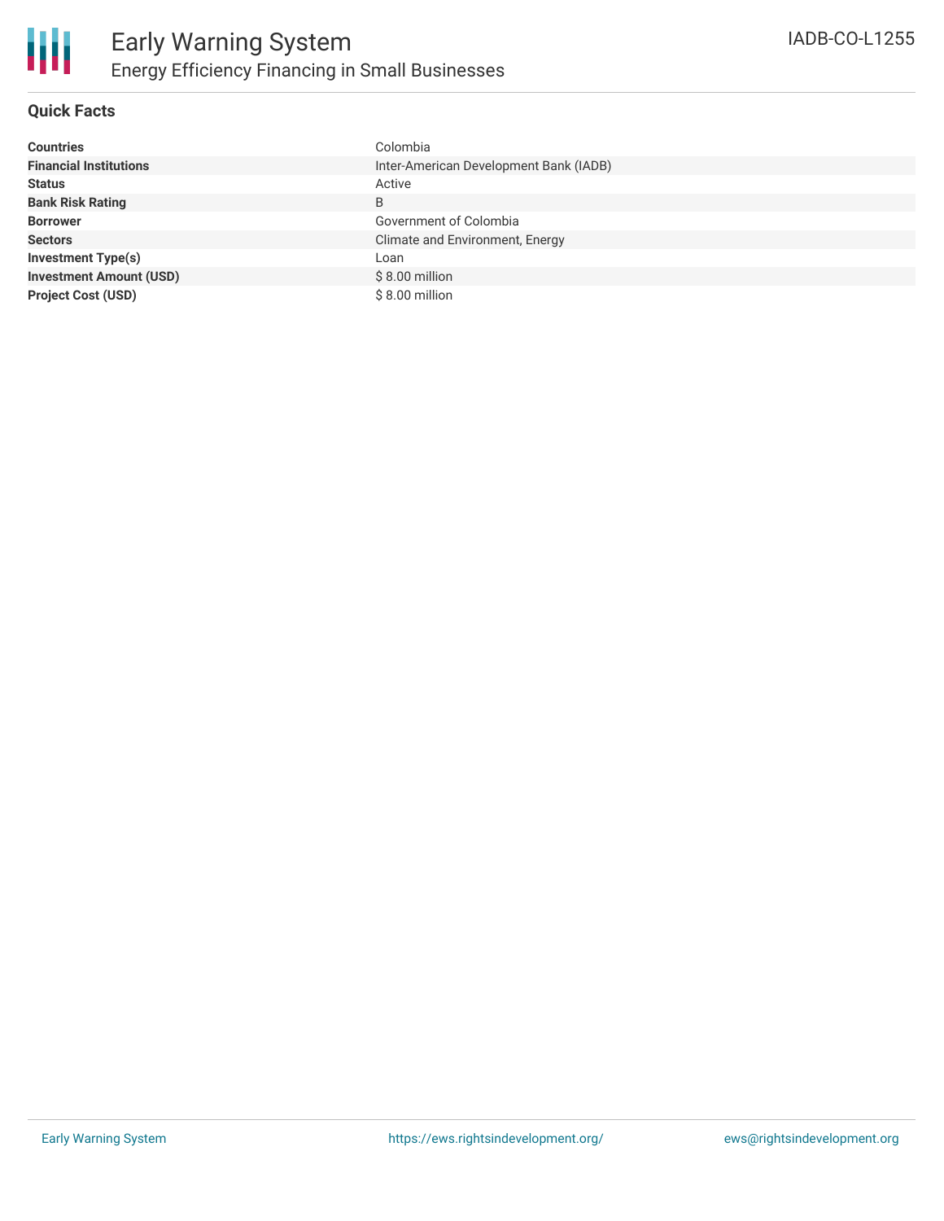# Early Warning System

## Energy Efficiency Financing in Small Businesses

IADB-CO-L1255

### Quick Facts

| | |
|---|---|
| **Countries** | Colombia |
| **Financial Institutions** | Inter-American Development Bank (IADB) |
| **Status** | Active |
| **Bank Risk Rating** | B |
| **Borrower** | Government of Colombia |
| **Sectors** | Climate and Environment, Energy |
| **Investment Type(s)** | Loan |
| **Investment Amount (USD)** | $ 8.00 million |
| **Project Cost (USD)** | $ 8.00 million |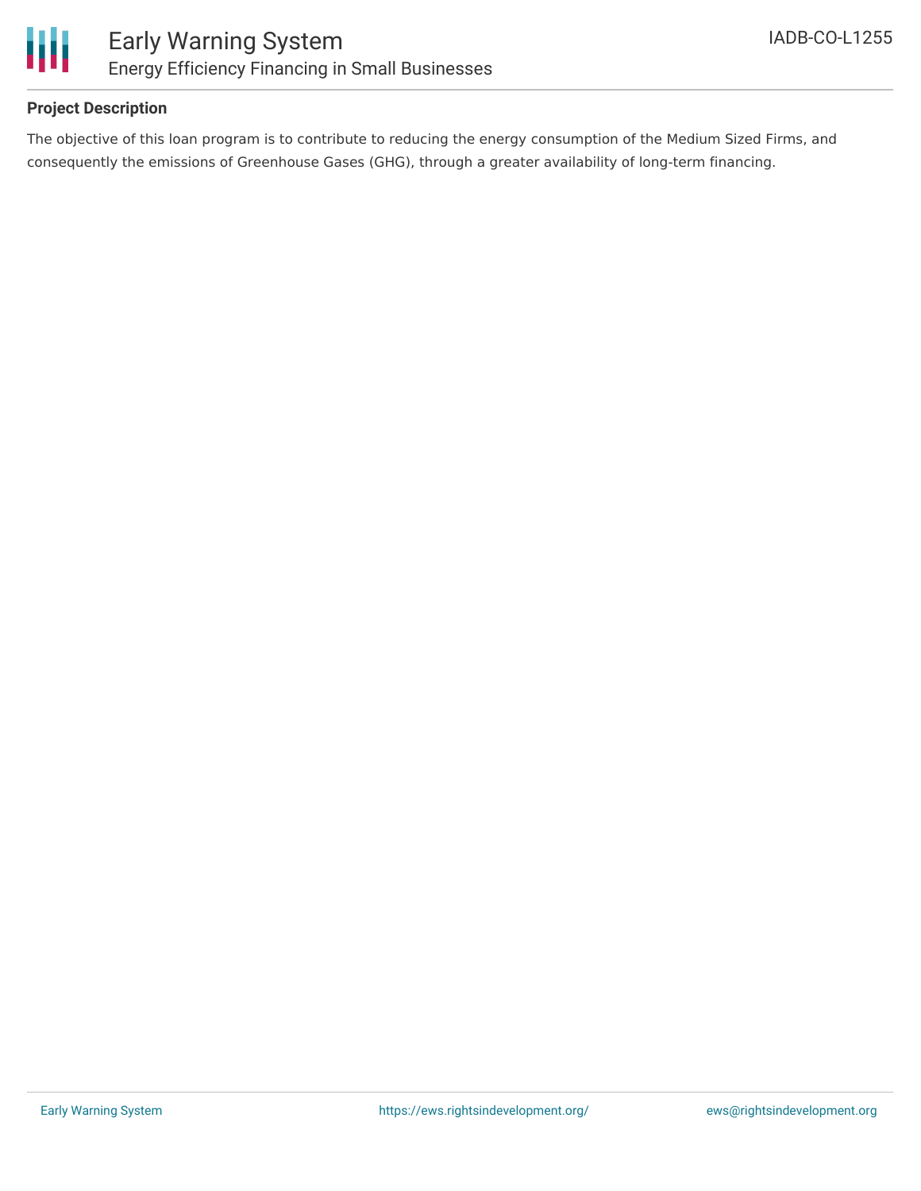## Project Description

The objective of this loan program is to contribute to reducing the energy consumption of the Medium Sized Firms, and consequently the emissions of Greenhouse Gases (GHG), through a greater availability of long-term financing.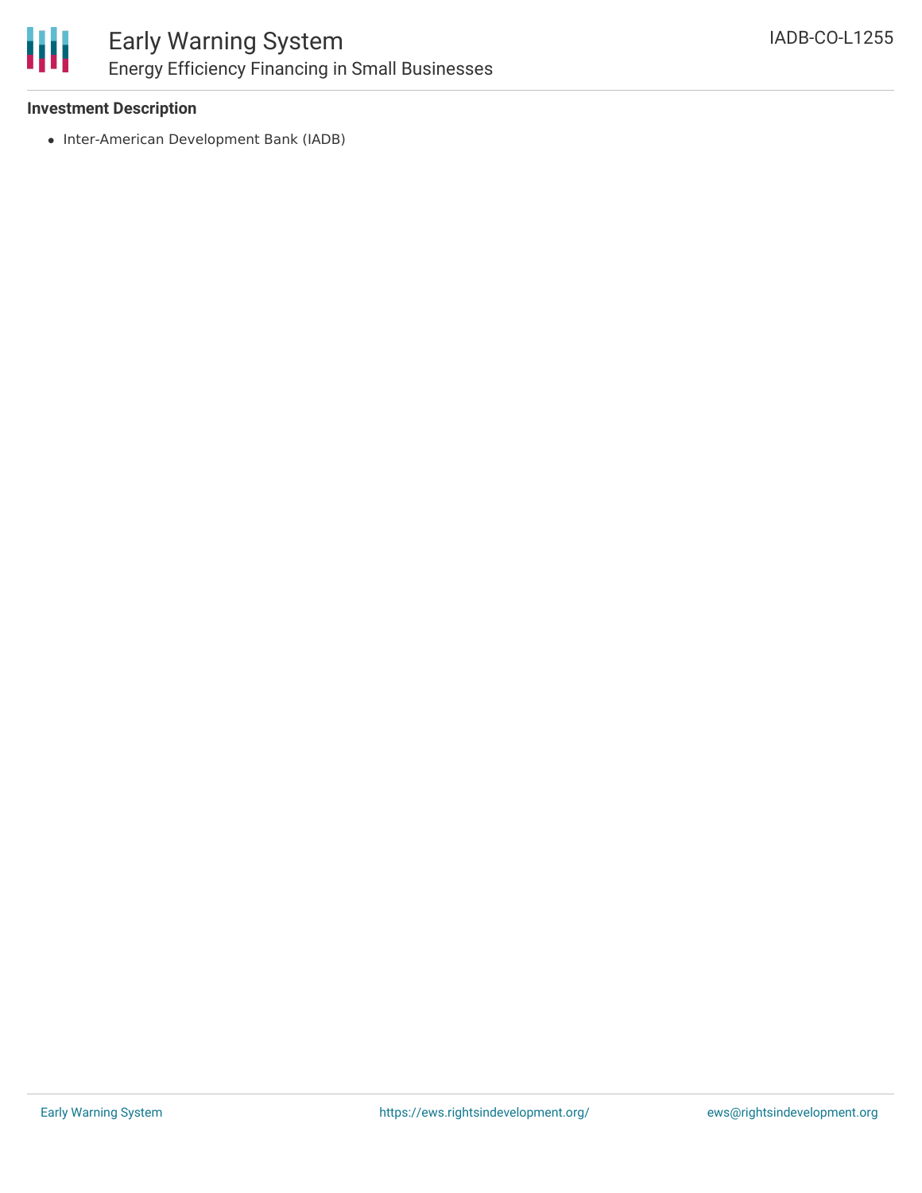### Investment Description

- Inter-American Development Bank (IADB)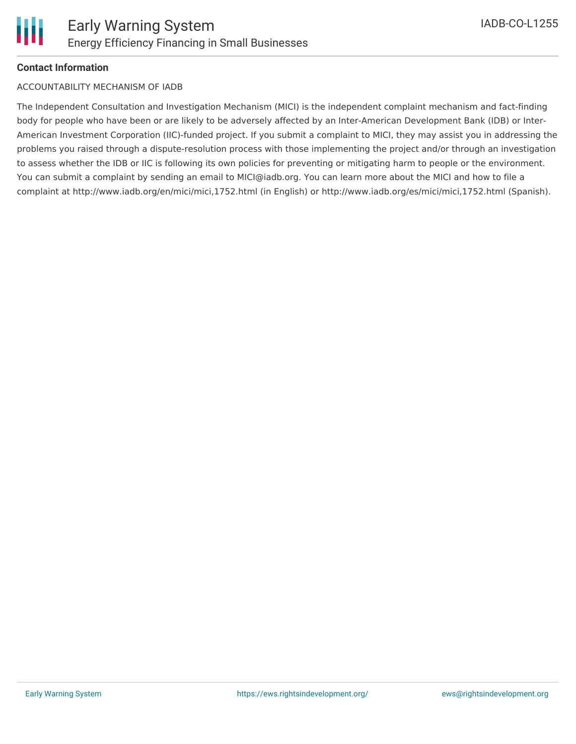**Contact Information**

ACCOUNTABILITY MECHANISM OF IADB

The Independent Consultation and Investigation Mechanism (MICI) is the independent complaint mechanism and fact-finding body for people who have been or are likely to be adversely affected by an Inter-American Development Bank (IDB) or Inter-American Investment Corporation (IIC)-funded project. If you submit a complaint to MICI, they may assist you in addressing the problems you raised through a dispute-resolution process with those implementing the project and/or through an investigation to assess whether the IDB or IIC is following its own policies for preventing or mitigating harm to people or the environment. You can submit a complaint by sending an email to MICI@iadb.org. You can learn more about the MICI and how to file a complaint at http://www.iadb.org/en/mici/mici,1752.html (in English) or http://www.iadb.org/es/mici/mici,1752.html (Spanish).